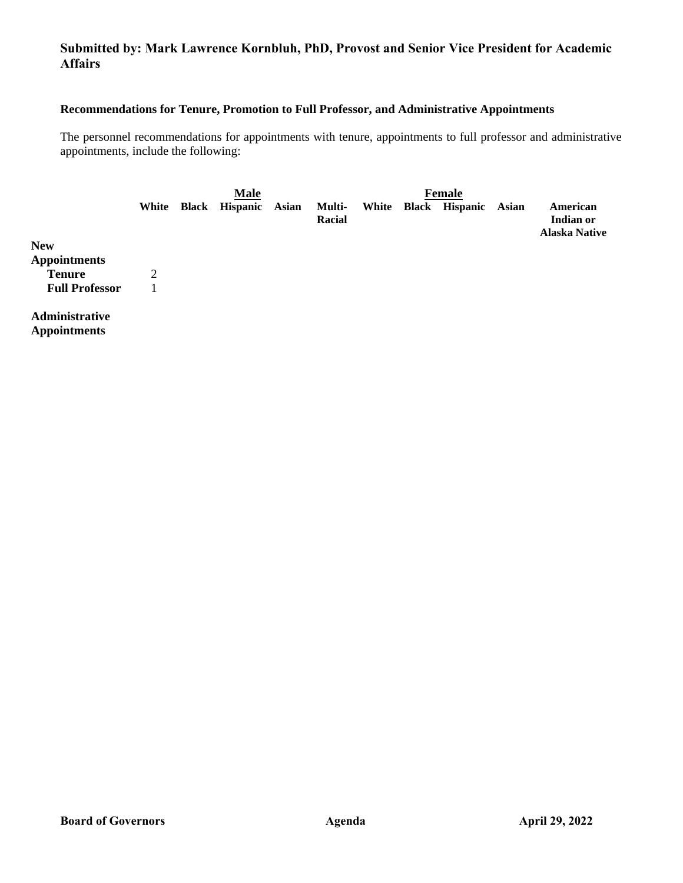**Submitted by: Mark Lawrence Kornbluh, PhD, Provost and Senior Vice President for Academic Affairs**

**Recommendations for Tenure, Promotion to Full Professor, and Administrative Appointments**

The personnel recommendations for appointments with tenure, appointments to full professor and administrative appointments, include the following:

| | Male | | | | | Female | | | | |
|---|---|---|---|---|---|---|---|---|---|---|
| | **White** | **Black** | **Hispanic** | **Asian** | **Multi-Racial** | **White** | **Black** | **Hispanic** | **Asian** | **American Indian or Alaska Native** |
| **New Appointments** | | | | | | | | | | |
| **Tenure** | 2 | | | | | | | | | |
| **Full Professor** | 1 | | | | | | | | | |
| **Administrative Appointments** | | | | | | | | | | |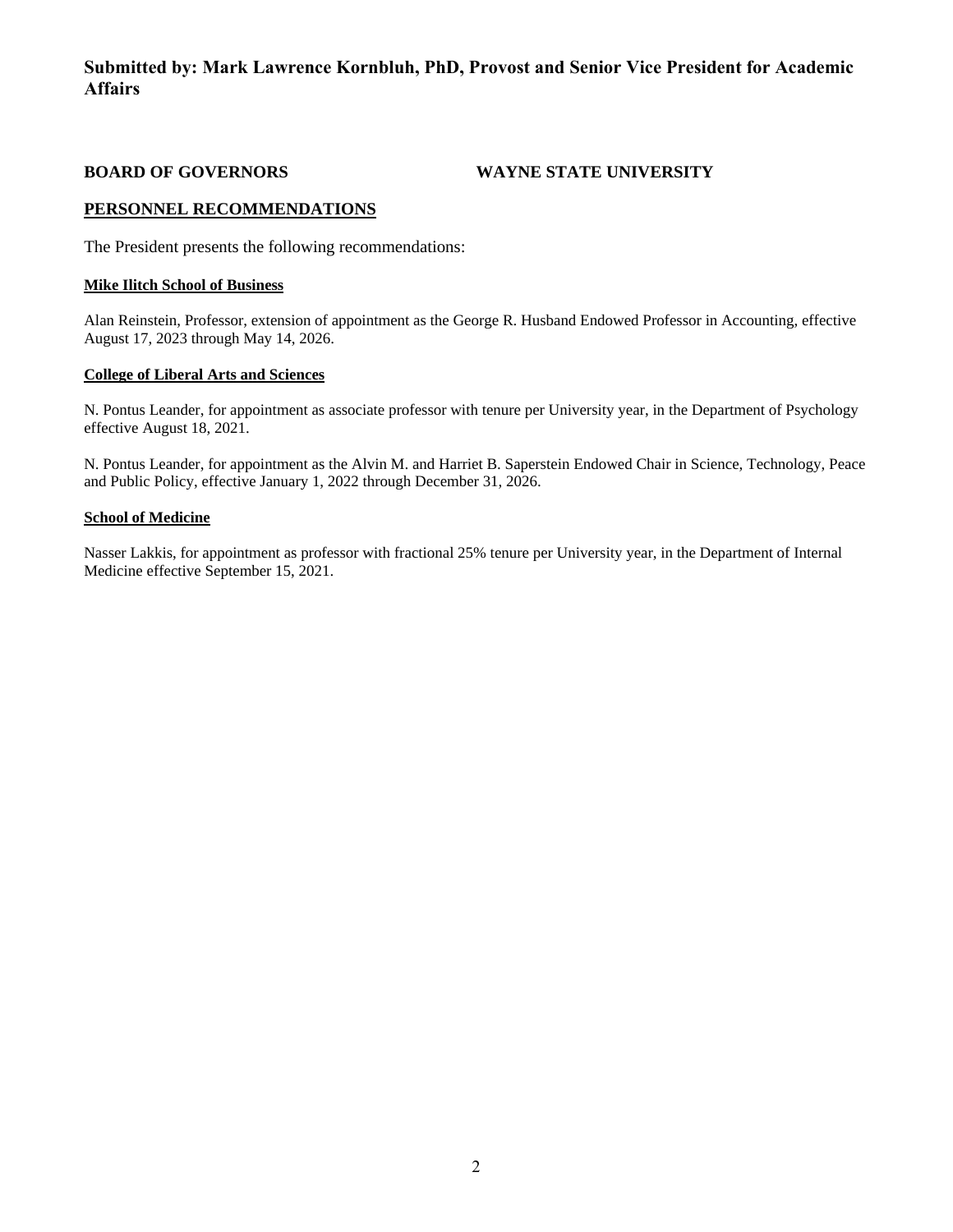**Submitted by: Mark Lawrence Kornbluh, PhD, Provost and Senior Vice President for Academic Affairs**

**BOARD OF GOVERNORS WAYNE STATE UNIVERSITY**

## PERSONNEL RECOMMENDATIONS

The President presents the following recommendations:

### Mike Ilitch School of Business

Alan Reinstein, Professor, extension of appointment as the George R. Husband Endowed Professor in Accounting, effective August 17, 2023 through May 14, 2026.

### College of Liberal Arts and Sciences

N. Pontus Leander, for appointment as associate professor with tenure per University year, in the Department of Psychology effective August 18, 2021.

N. Pontus Leander, for appointment as the Alvin M. and Harriet B. Saperstein Endowed Chair in Science, Technology, Peace and Public Policy, effective January 1, 2022 through December 31, 2026.

### School of Medicine

Nasser Lakkis, for appointment as professor with fractional 25% tenure per University year, in the Department of Internal Medicine effective September 15, 2021.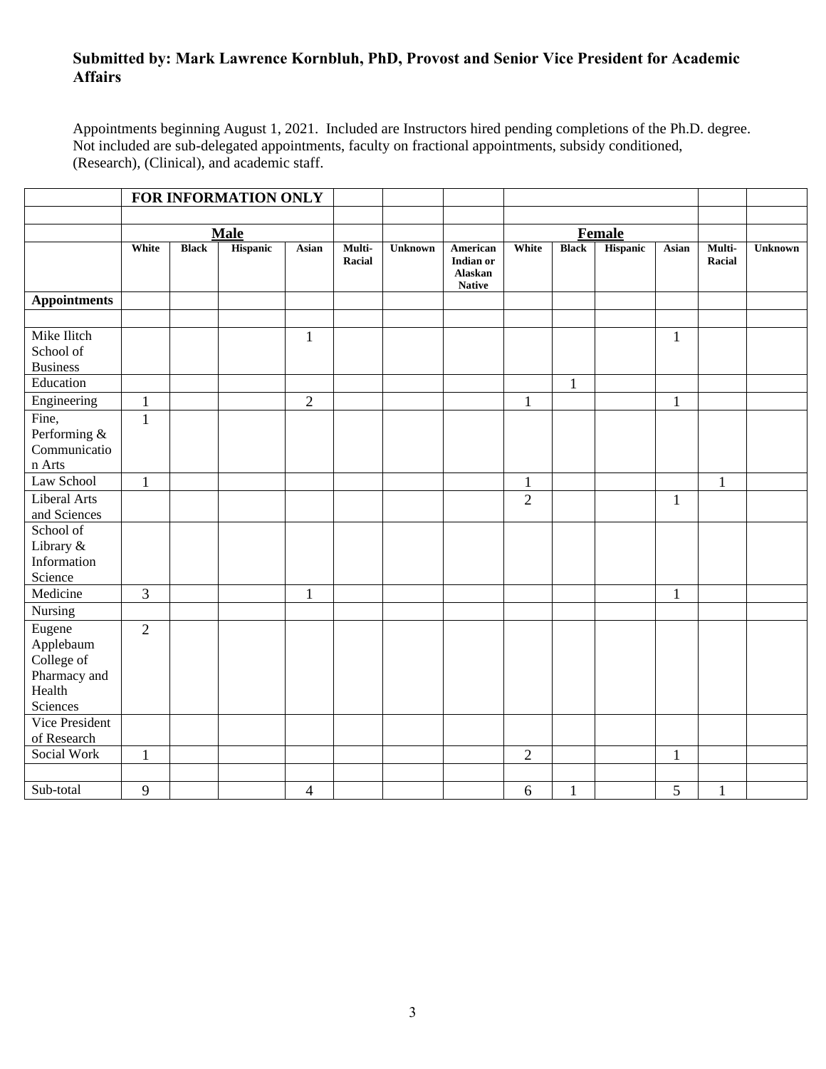**Submitted by: Mark Lawrence Kornbluh, PhD, Provost and Senior Vice President for Academic Affairs**

Appointments beginning August 1, 2021. Included are Instructors hired pending completions of the Ph.D. degree. Not included are sub-delegated appointments, faculty on fractional appointments, subsidy conditioned, (Research), (Clinical), and academic staff.

| | FOR INFORMATION ONLY | | | | | | | | | | | | |
|---|---|---|---|---|---|---|---|---|---|---|---|---|---|
| | | | | | | | | | | | | | |
| | Male | | | | | | | Female | | | | | |
| | White | Black | Hispanic | Asian | Multi-Racial | Unknown | American Indian or Alaskan Native | White | Black | Hispanic | Asian | Multi-Racial | Unknown |
| **Appointments** | | | | | | | | | | | | | |
| | | | | | | | | | | | | | |
| Mike Ilitch School of Business | | | | 1 | | | | | | | 1 | | |
| Education | | | | | | | | | 1 | | | | |
| Engineering | 1 | | | 2 | | | | 1 | | | 1 | | |
| Fine, Performing & Communication Arts | 1 | | | | | | | | | | | | |
| Law School | 1 | | | | | | | 1 | | | | 1 | |
| Liberal Arts and Sciences | | | | | | | | 2 | | | 1 | | |
| School of Library & Information Science | | | | | | | | | | | | | |
| Medicine | 3 | | | 1 | | | | | | | 1 | | |
| Nursing | | | | | | | | | | | | | |
| Eugene Applebaum College of Pharmacy and Health Sciences | 2 | | | | | | | | | | | | |
| Vice President of Research | | | | | | | | | | | | | |
| Social Work | 1 | | | | | | | 2 | | | 1 | | |
| | | | | | | | | | | | | | |
| Sub-total | 9 | | | 4 | | | | 6 | 1 | | 5 | 1 | |